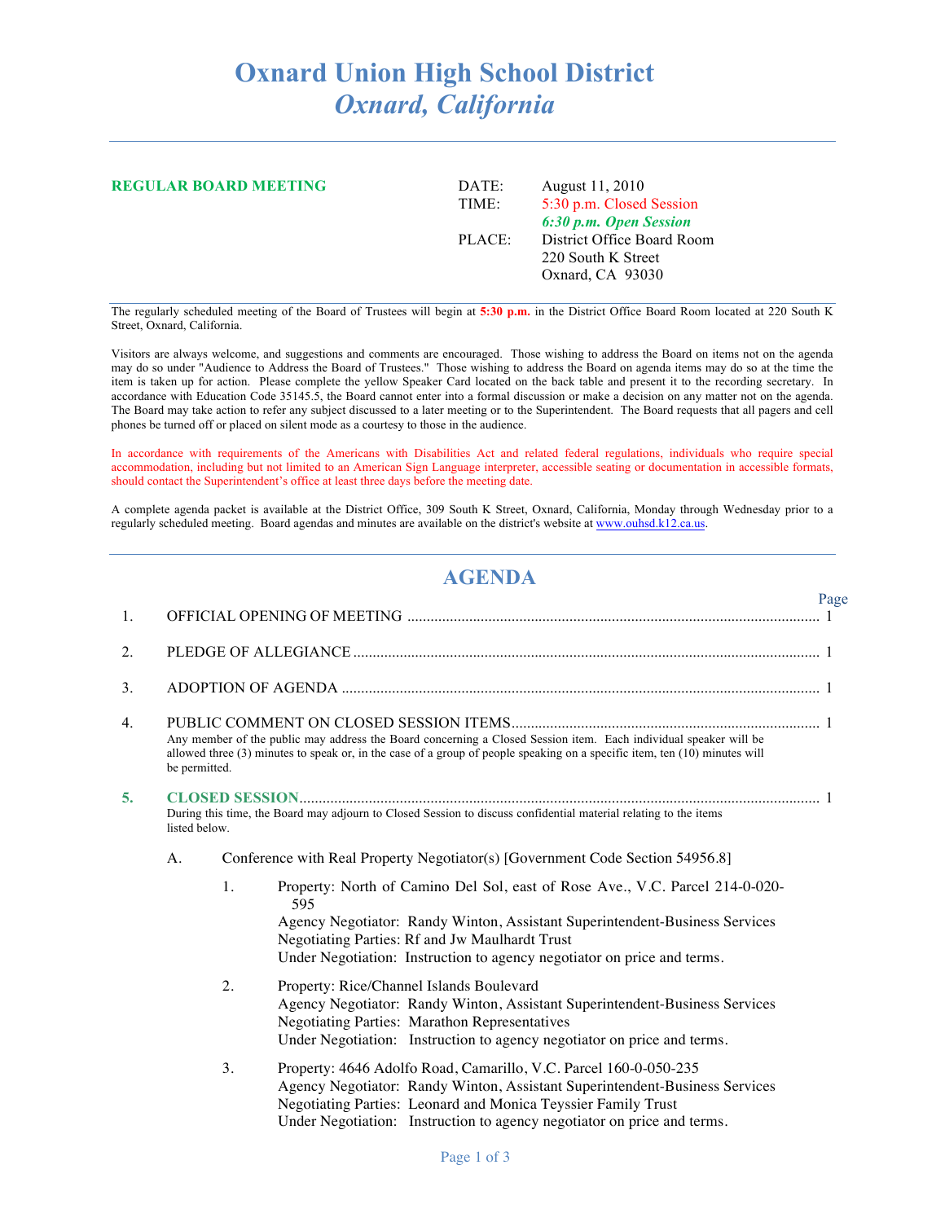# Oxnard Union High School District
## *Oxnard, California*

**REGULAR BOARD MEETING**

| | |
|---|---|
| DATE: | August 11, 2010 |
| TIME: | 5:30 p.m. Closed Session |
| | ***6:30 p.m. Open Session*** |
| PLACE: | District Office Board Room |
| | 220 South K Street |
| | Oxnard, CA 93030 |

The regularly scheduled meeting of the Board of Trustees will begin at **5:30 p.m.** in the District Office Board Room located at 220 South K Street, Oxnard, California.

Visitors are always welcome, and suggestions and comments are encouraged. Those wishing to address the Board on items not on the agenda may do so under "Audience to Address the Board of Trustees." Those wishing to address the Board on agenda items may do so at the time the item is taken up for action. Please complete the yellow Speaker Card located on the back table and present it to the recording secretary. In accordance with Education Code 35145.5, the Board cannot enter into a formal discussion or make a decision on any matter not on the agenda. The Board may take action to refer any subject discussed to a later meeting or to the Superintendent. The Board requests that all pagers and cell phones be turned off or placed on silent mode as a courtesy to those in the audience.

In accordance with requirements of the Americans with Disabilities Act and related federal regulations, individuals who require special accommodation, including but not limited to an American Sign Language interpreter, accessible seating or documentation in accessible formats, should contact the Superintendent's office at least three days before the meeting date.

A complete agenda packet is available at the District Office, 309 South K Street, Oxnard, California, Monday through Wednesday prior to a regularly scheduled meeting. Board agendas and minutes are available on the district's website at www.ouhsd.k12.ca.us.

## AGENDA

| | | Page |
|---|---|---|
| 1. | OFFICIAL OPENING OF MEETING | 1 |
| 2. | PLEDGE OF ALLEGIANCE | 1 |
| 3. | ADOPTION OF AGENDA | 1 |
| 4. | PUBLIC COMMENT ON CLOSED SESSION ITEMS | 1 |

Any member of the public may address the Board concerning a Closed Session item. Each individual speaker will be allowed three (3) minutes to speak or, in the case of a group of people speaking on a specific item, ten (10) minutes will be permitted.

**5. CLOSED SESSION** ........ 1

During this time, the Board may adjourn to Closed Session to discuss confidential material relating to the items listed below.

A. Conference with Real Property Negotiator(s) [Government Code Section 54956.8]

1. Property: North of Camino Del Sol, east of Rose Ave., V.C. Parcel 214-0-020-595
   Agency Negotiator: Randy Winton, Assistant Superintendent-Business Services
   Negotiating Parties: Rf and Jw Maulhardt Trust
   Under Negotiation: Instruction to agency negotiator on price and terms.

2. Property: Rice/Channel Islands Boulevard
   Agency Negotiator: Randy Winton, Assistant Superintendent-Business Services
   Negotiating Parties: Marathon Representatives
   Under Negotiation: Instruction to agency negotiator on price and terms.

3. Property: 4646 Adolfo Road, Camarillo, V.C. Parcel 160-0-050-235
   Agency Negotiator: Randy Winton, Assistant Superintendent-Business Services
   Negotiating Parties: Leonard and Monica Teyssier Family Trust
   Under Negotiation: Instruction to agency negotiator on price and terms.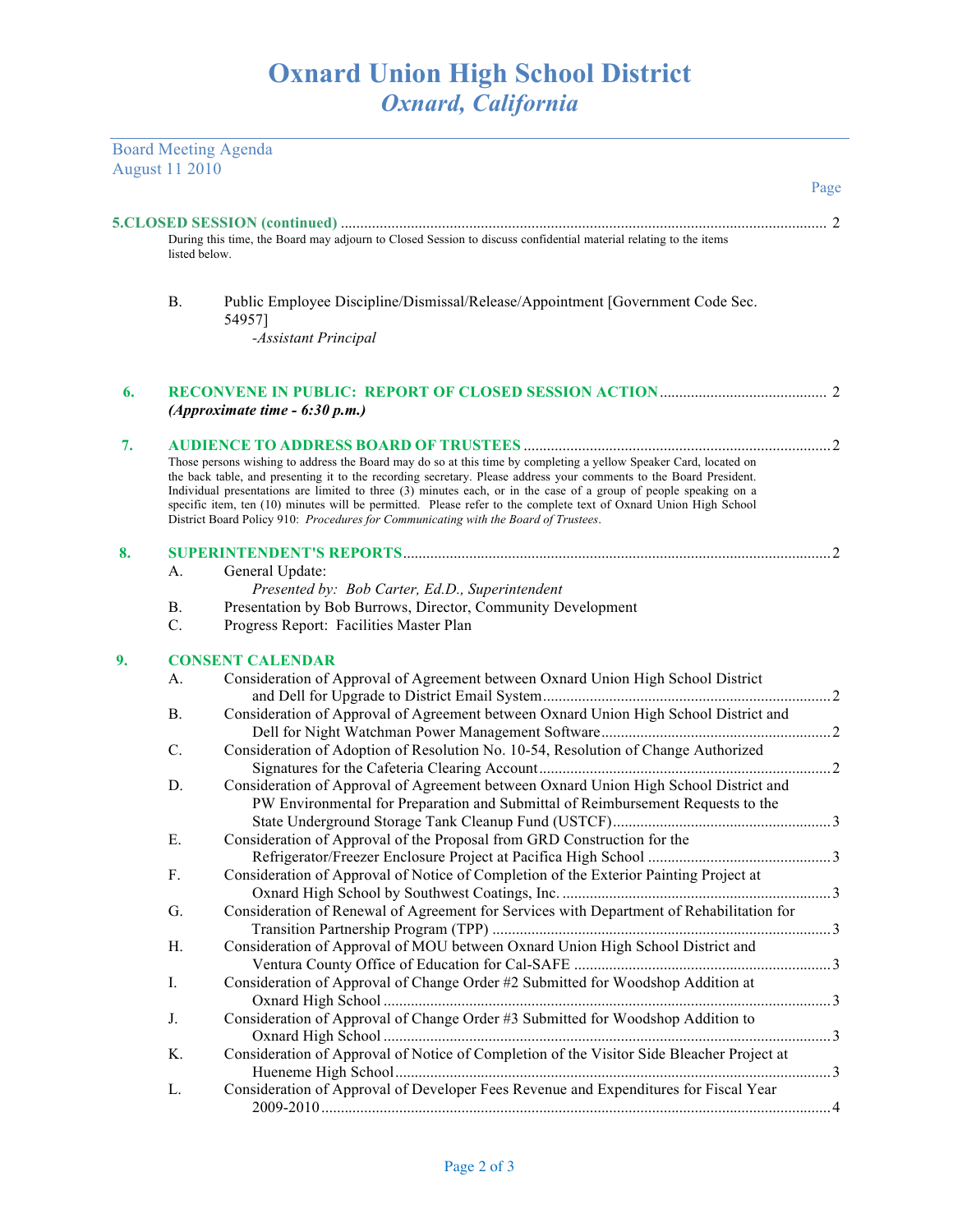# Oxnard Union High School District
## *Oxnard, California*

Board Meeting Agenda
August 11 2010

Page

**5.CLOSED SESSION (continued)** ........................................................ 2

During this time, the Board may adjourn to Closed Session to discuss confidential material relating to the items listed below.

B. Public Employee Discipline/Dismissal/Release/Appointment [Government Code Sec. 54957]
*-Assistant Principal*

**6. RECONVENE IN PUBLIC: REPORT OF CLOSED SESSION ACTION** .................... 2
***(Approximate time - 6:30 p.m.)***

**7. AUDIENCE TO ADDRESS BOARD OF TRUSTEES** ........................................ 2

Those persons wishing to address the Board may do so at this time by completing a yellow Speaker Card, located on the back table, and presenting it to the recording secretary. Please address your comments to the Board President. Individual presentations are limited to three (3) minutes each, or in the case of a group of people speaking on a specific item, ten (10) minutes will be permitted. Please refer to the complete text of Oxnard Union High School District Board Policy 910: *Procedures for Communicating with the Board of Trustees*.

**8. SUPERINTENDENT'S REPORTS** ........................................................ 2

A. General Update:
*Presented by: Bob Carter, Ed.D., Superintendent*

B. Presentation by Bob Burrows, Director, Community Development

C. Progress Report: Facilities Master Plan

**9. CONSENT CALENDAR**

A. Consideration of Approval of Agreement between Oxnard Union High School District and Dell for Upgrade to District Email System ........................................ 2

B. Consideration of Approval of Agreement between Oxnard Union High School District and Dell for Night Watchman Power Management Software ........................................ 2

C. Consideration of Adoption of Resolution No. 10-54, Resolution of Change Authorized Signatures for the Cafeteria Clearing Account ........................................ 2

D. Consideration of Approval of Agreement between Oxnard Union High School District and PW Environmental for Preparation and Submittal of Reimbursement Requests to the State Underground Storage Tank Cleanup Fund (USTCF) ........................................ 3

E. Consideration of Approval of the Proposal from GRD Construction for the Refrigerator/Freezer Enclosure Project at Pacifica High School ........................................ 3

F. Consideration of Approval of Notice of Completion of the Exterior Painting Project at Oxnard High School by Southwest Coatings, Inc. ........................................ 3

G. Consideration of Renewal of Agreement for Services with Department of Rehabilitation for Transition Partnership Program (TPP) ........................................ 3

H. Consideration of Approval of MOU between Oxnard Union High School District and Ventura County Office of Education for Cal-SAFE ........................................ 3

I. Consideration of Approval of Change Order #2 Submitted for Woodshop Addition at Oxnard High School ........................................ 3

J. Consideration of Approval of Change Order #3 Submitted for Woodshop Addition to Oxnard High School ........................................ 3

K. Consideration of Approval of Notice of Completion of the Visitor Side Bleacher Project at Hueneme High School ........................................ 3

L. Consideration of Approval of Developer Fees Revenue and Expenditures for Fiscal Year 2009-2010 ........................................ 4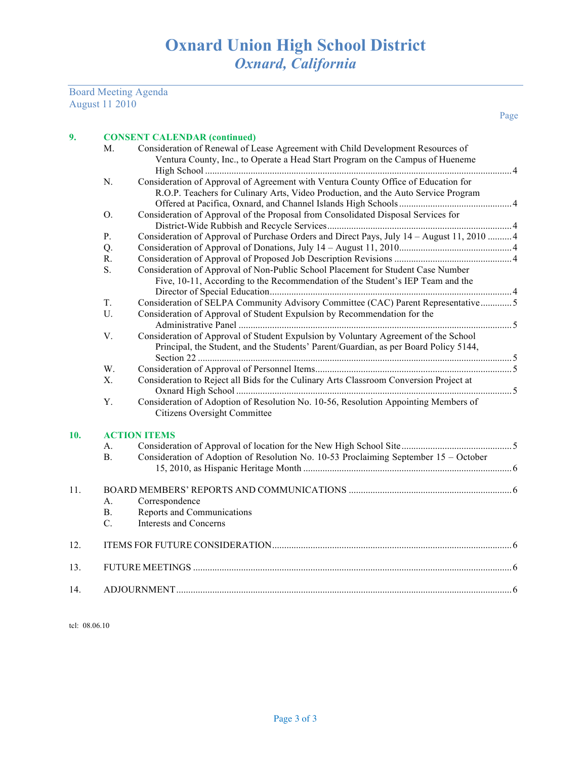# Oxnard Union High School District
## *Oxnard, California*

Board Meeting Agenda
August 11 2010

| | | | Page |
|---|---|---|---|
| **9.** | **CONSENT CALENDAR (continued)** | | |
| | M. | Consideration of Renewal of Lease Agreement with Child Development Resources of Ventura County, Inc., to Operate a Head Start Program on the Campus of Hueneme High School | 4 |
| | N. | Consideration of Approval of Agreement with Ventura County Office of Education for R.O.P. Teachers for Culinary Arts, Video Production, and the Auto Service Program Offered at Pacifica, Oxnard, and Channel Islands High Schools | 4 |
| | O. | Consideration of Approval of the Proposal from Consolidated Disposal Services for District-Wide Rubbish and Recycle Services | 4 |
| | P. | Consideration of Approval of Purchase Orders and Direct Pays, July 14 – August 11, 2010 | 4 |
| | Q. | Consideration of Approval of Donations, July 14 – August 11, 2010 | 4 |
| | R. | Consideration of Approval of Proposed Job Description Revisions | 4 |
| | S. | Consideration of Approval of Non-Public School Placement for Student Case Number Five, 10-11, According to the Recommendation of the Student's IEP Team and the Director of Special Education | 4 |
| | T. | Consideration of SELPA Community Advisory Committee (CAC) Parent Representative | 5 |
| | U. | Consideration of Approval of Student Expulsion by Recommendation for the Administrative Panel | 5 |
| | V. | Consideration of Approval of Student Expulsion by Voluntary Agreement of the School Principal, the Student, and the Students' Parent/Guardian, as per Board Policy 5144, Section 22 | 5 |
| | W. | Consideration of Approval of Personnel Items | 5 |
| | X. | Consideration to Reject all Bids for the Culinary Arts Classroom Conversion Project at Oxnard High School | 5 |
| | Y. | Consideration of Adoption of Resolution No. 10-56, Resolution Appointing Members of Citizens Oversight Committee | |
| **10.** | **ACTION ITEMS** | | |
| | A. | Consideration of Approval of location for the New High School Site | 5 |
| | B. | Consideration of Adoption of Resolution No. 10-53 Proclaiming September 15 – October 15, 2010, as Hispanic Heritage Month | 6 |
| 11. | BOARD MEMBERS' REPORTS AND COMMUNICATIONS | | 6 |
| | A. | Correspondence | |
| | B. | Reports and Communications | |
| | C. | Interests and Concerns | |
| 12. | ITEMS FOR FUTURE CONSIDERATION | | 6 |
| 13. | FUTURE MEETINGS | | 6 |
| 14. | ADJOURNMENT | | 6 |

tcl: 08.06.10